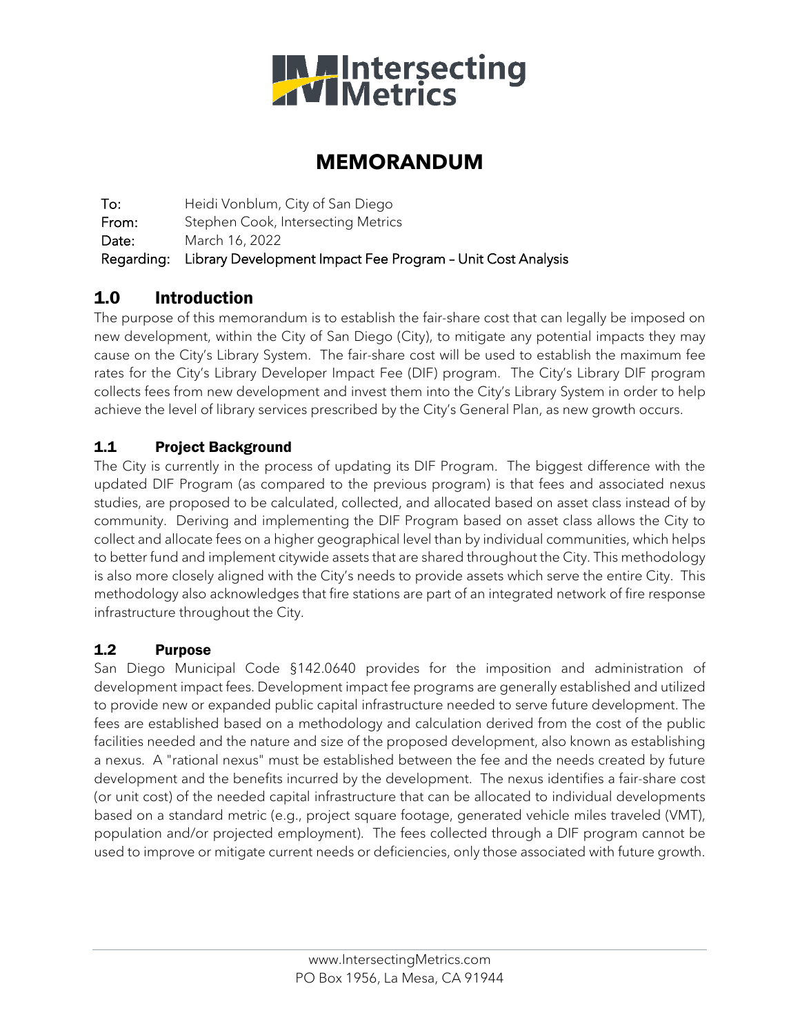# MEMORANDUM

| | |
|---|---|
| To: | Heidi Vonblum, City of San Diego |
| From: | Stephen Cook, Intersecting Metrics |
| Date: | March 16, 2022 |
| Regarding: | Library Development Impact Fee Program – Unit Cost Analysis |

## 1.0 Introduction

The purpose of this memorandum is to establish the fair-share cost that can legally be imposed on new development, within the City of San Diego (City), to mitigate any potential impacts they may cause on the City's Library System. The fair-share cost will be used to establish the maximum fee rates for the City's Library Developer Impact Fee (DIF) program. The City's Library DIF program collects fees from new development and invest them into the City's Library System in order to help achieve the level of library services prescribed by the City's General Plan, as new growth occurs.

### 1.1 Project Background

The City is currently in the process of updating its DIF Program. The biggest difference with the updated DIF Program (as compared to the previous program) is that fees and associated nexus studies, are proposed to be calculated, collected, and allocated based on asset class instead of by community. Deriving and implementing the DIF Program based on asset class allows the City to collect and allocate fees on a higher geographical level than by individual communities, which helps to better fund and implement citywide assets that are shared throughout the City. This methodology is also more closely aligned with the City's needs to provide assets which serve the entire City. This methodology also acknowledges that fire stations are part of an integrated network of fire response infrastructure throughout the City.

### 1.2 Purpose

San Diego Municipal Code §142.0640 provides for the imposition and administration of development impact fees. Development impact fee programs are generally established and utilized to provide new or expanded public capital infrastructure needed to serve future development. The fees are established based on a methodology and calculation derived from the cost of the public facilities needed and the nature and size of the proposed development, also known as establishing a nexus. A "rational nexus" must be established between the fee and the needs created by future development and the benefits incurred by the development. The nexus identifies a fair-share cost (or unit cost) of the needed capital infrastructure that can be allocated to individual developments based on a standard metric (e.g., project square footage, generated vehicle miles traveled (VMT), population and/or projected employment). The fees collected through a DIF program cannot be used to improve or mitigate current needs or deficiencies, only those associated with future growth.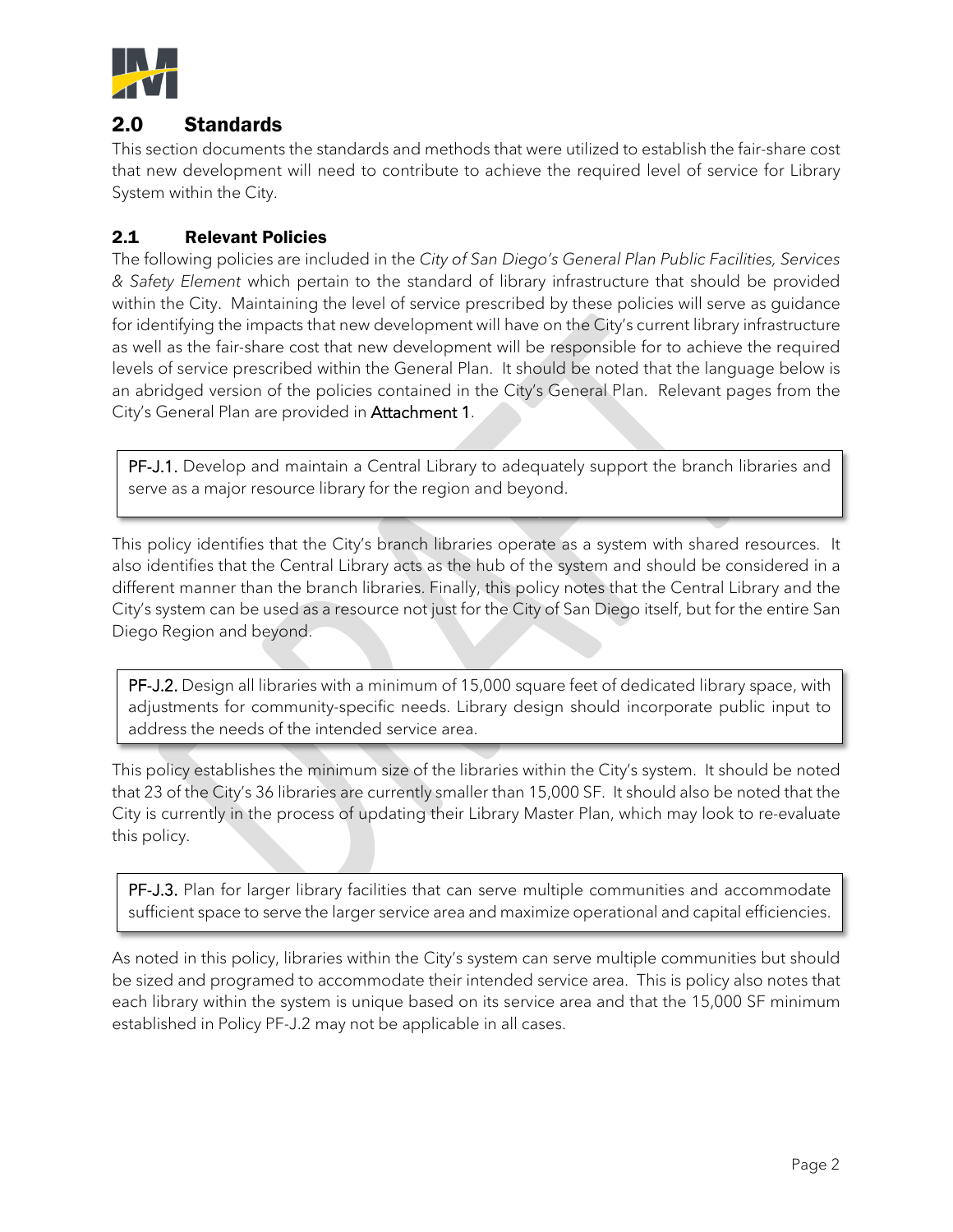## 2.0 Standards

This section documents the standards and methods that were utilized to establish the fair-share cost that new development will need to contribute to achieve the required level of service for Library System within the City.

### 2.1 Relevant Policies

The following policies are included in the *City of San Diego's General Plan Public Facilities, Services & Safety Element* which pertain to the standard of library infrastructure that should be provided within the City. Maintaining the level of service prescribed by these policies will serve as guidance for identifying the impacts that new development will have on the City's current library infrastructure as well as the fair-share cost that new development will be responsible for to achieve the required levels of service prescribed within the General Plan. It should be noted that the language below is an abridged version of the policies contained in the City's General Plan. Relevant pages from the City's General Plan are provided in Attachment 1.

> PF-J.1. Develop and maintain a Central Library to adequately support the branch libraries and serve as a major resource library for the region and beyond.

This policy identifies that the City's branch libraries operate as a system with shared resources. It also identifies that the Central Library acts as the hub of the system and should be considered in a different manner than the branch libraries. Finally, this policy notes that the Central Library and the City's system can be used as a resource not just for the City of San Diego itself, but for the entire San Diego Region and beyond.

> PF-J.2. Design all libraries with a minimum of 15,000 square feet of dedicated library space, with adjustments for community-specific needs. Library design should incorporate public input to address the needs of the intended service area.

This policy establishes the minimum size of the libraries within the City's system. It should be noted that 23 of the City's 36 libraries are currently smaller than 15,000 SF. It should also be noted that the City is currently in the process of updating their Library Master Plan, which may look to re-evaluate this policy.

> PF-J.3. Plan for larger library facilities that can serve multiple communities and accommodate sufficient space to serve the larger service area and maximize operational and capital efficiencies.

As noted in this policy, libraries within the City's system can serve multiple communities but should be sized and programed to accommodate their intended service area. This is policy also notes that each library within the system is unique based on its service area and that the 15,000 SF minimum established in Policy PF-J.2 may not be applicable in all cases.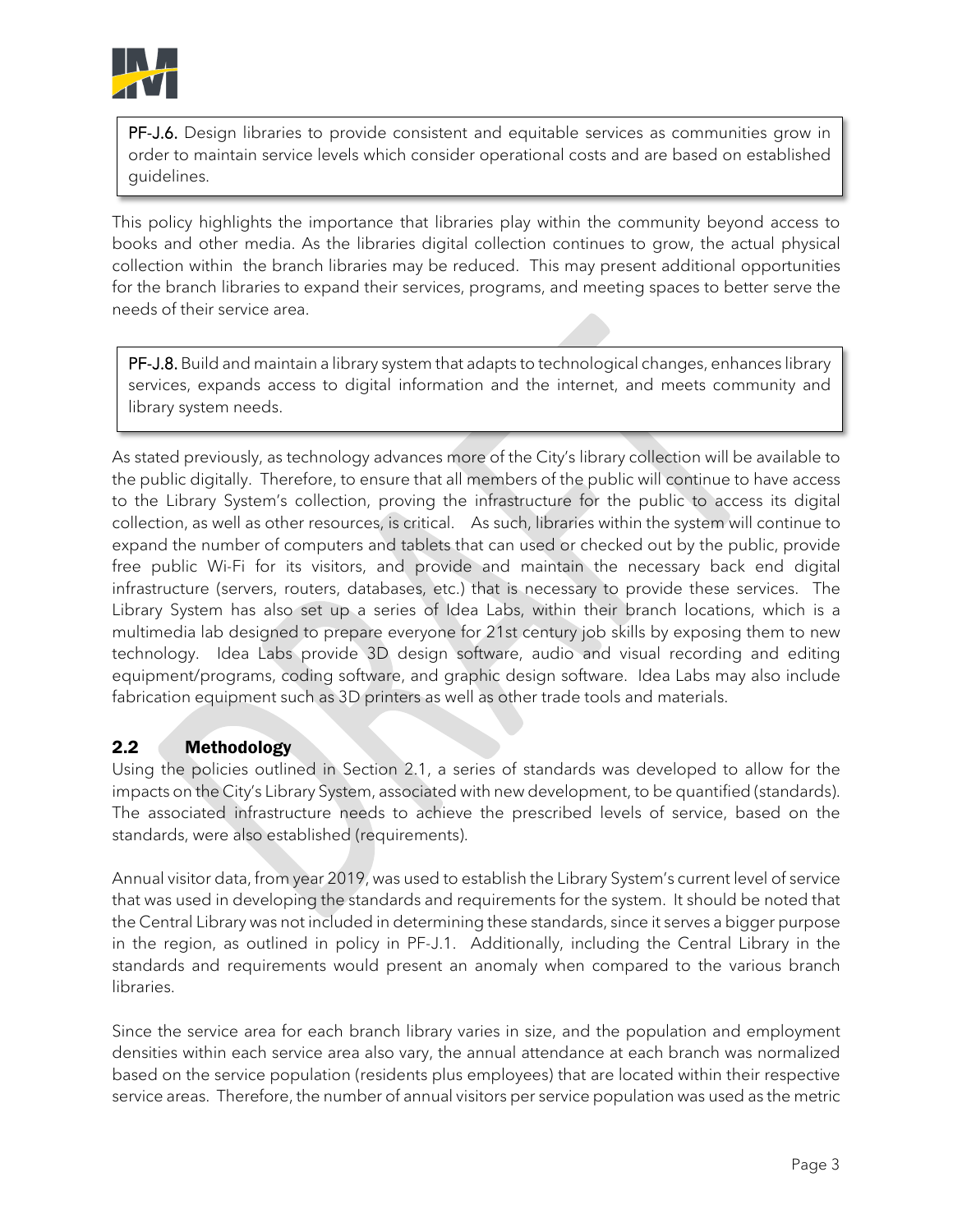**PF-J.6.** Design libraries to provide consistent and equitable services as communities grow in order to maintain service levels which consider operational costs and are based on established guidelines.

This policy highlights the importance that libraries play within the community beyond access to books and other media. As the libraries digital collection continues to grow, the actual physical collection within the branch libraries may be reduced. This may present additional opportunities for the branch libraries to expand their services, programs, and meeting spaces to better serve the needs of their service area.

**PF-J.8.** Build and maintain a library system that adapts to technological changes, enhances library services, expands access to digital information and the internet, and meets community and library system needs.

As stated previously, as technology advances more of the City's library collection will be available to the public digitally. Therefore, to ensure that all members of the public will continue to have access to the Library System's collection, proving the infrastructure for the public to access its digital collection, as well as other resources, is critical. As such, libraries within the system will continue to expand the number of computers and tablets that can used or checked out by the public, provide free public Wi-Fi for its visitors, and provide and maintain the necessary back end digital infrastructure (servers, routers, databases, etc.) that is necessary to provide these services. The Library System has also set up a series of Idea Labs, within their branch locations, which is a multimedia lab designed to prepare everyone for 21st century job skills by exposing them to new technology. Idea Labs provide 3D design software, audio and visual recording and editing equipment/programs, coding software, and graphic design software. Idea Labs may also include fabrication equipment such as 3D printers as well as other trade tools and materials.

## 2.2 Methodology

Using the policies outlined in Section 2.1, a series of standards was developed to allow for the impacts on the City's Library System, associated with new development, to be quantified (standards). The associated infrastructure needs to achieve the prescribed levels of service, based on the standards, were also established (requirements).

Annual visitor data, from year 2019, was used to establish the Library System's current level of service that was used in developing the standards and requirements for the system. It should be noted that the Central Library was not included in determining these standards, since it serves a bigger purpose in the region, as outlined in policy in PF-J.1. Additionally, including the Central Library in the standards and requirements would present an anomaly when compared to the various branch libraries.

Since the service area for each branch library varies in size, and the population and employment densities within each service area also vary, the annual attendance at each branch was normalized based on the service population (residents plus employees) that are located within their respective service areas. Therefore, the number of annual visitors per service population was used as the metric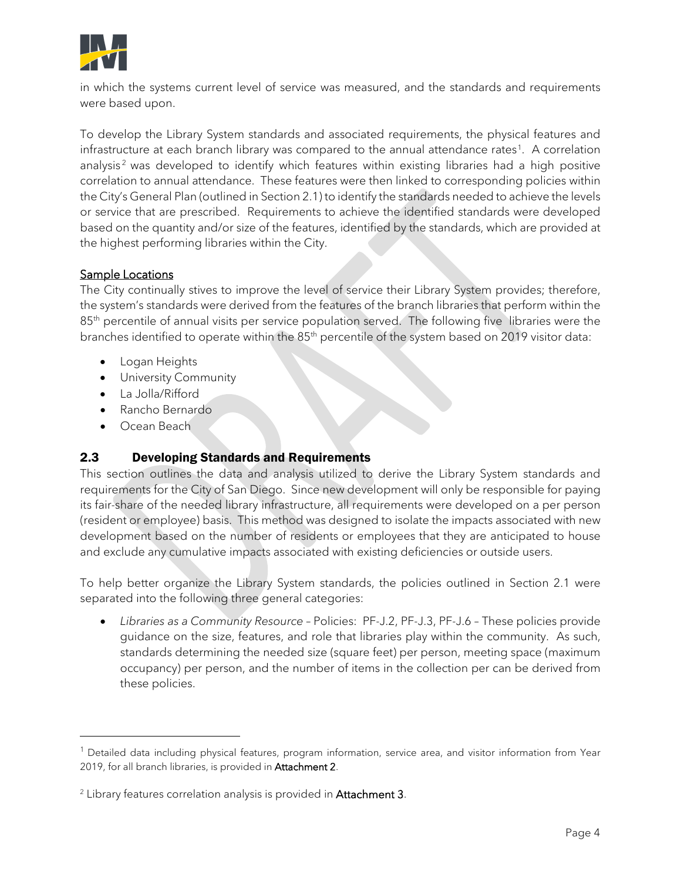in which the systems current level of service was measured, and the standards and requirements were based upon.

To develop the Library System standards and associated requirements, the physical features and infrastructure at each branch library was compared to the annual attendance rates[1]. A correlation analysis[2] was developed to identify which features within existing libraries had a high positive correlation to annual attendance. These features were then linked to corresponding policies within the City's General Plan (outlined in Section 2.1) to identify the standards needed to achieve the levels or service that are prescribed. Requirements to achieve the identified standards were developed based on the quantity and/or size of the features, identified by the standards, which are provided at the highest performing libraries within the City.

<u>Sample Locations</u>

The City continually stives to improve the level of service their Library System provides; therefore, the system's standards were derived from the features of the branch libraries that perform within the 85th percentile of annual visits per service population served. The following five libraries were the branches identified to operate within the 85th percentile of the system based on 2019 visitor data:

- Logan Heights
- University Community
- La Jolla/Rifford
- Rancho Bernardo
- Ocean Beach

## 2.3 Developing Standards and Requirements

This section outlines the data and analysis utilized to derive the Library System standards and requirements for the City of San Diego. Since new development will only be responsible for paying its fair-share of the needed library infrastructure, all requirements were developed on a per person (resident or employee) basis. This method was designed to isolate the impacts associated with new development based on the number of residents or employees that they are anticipated to house and exclude any cumulative impacts associated with existing deficiencies or outside users.

To help better organize the Library System standards, the policies outlined in Section 2.1 were separated into the following three general categories:

- *Libraries as a Community Resource* – Policies: PF-J.2, PF-J.3, PF-J.6 – These policies provide guidance on the size, features, and role that libraries play within the community. As such, standards determining the needed size (square feet) per person, meeting space (maximum occupancy) per person, and the number of items in the collection per can be derived from these policies.

---

[1] Detailed data including physical features, program information, service area, and visitor information from Year 2019, for all branch libraries, is provided in **Attachment 2**.

[2] Library features correlation analysis is provided in **Attachment 3**.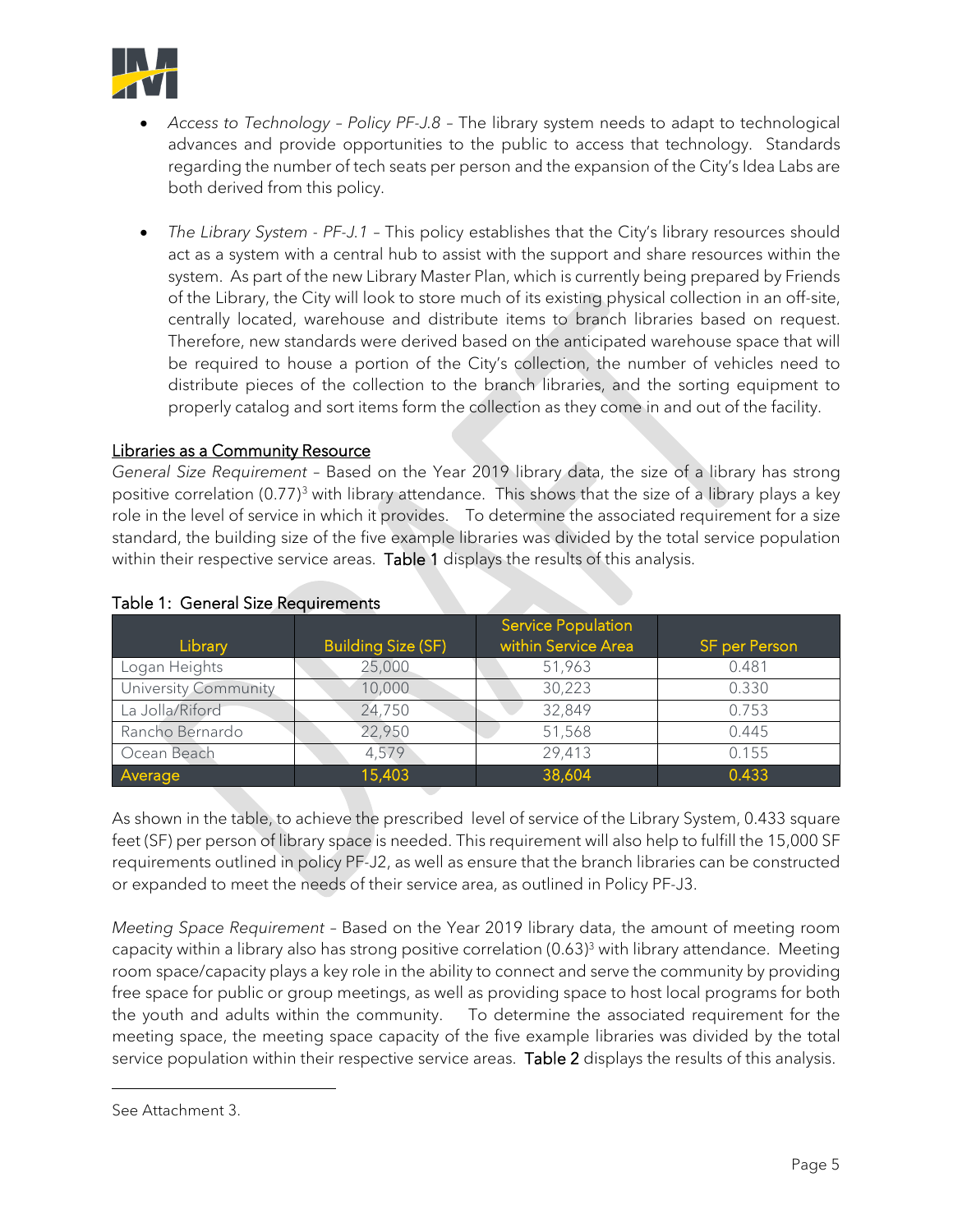- *Access to Technology – Policy PF-J.8* – The library system needs to adapt to technological advances and provide opportunities to the public to access that technology. Standards regarding the number of tech seats per person and the expansion of the City's Idea Labs are both derived from this policy.

- *The Library System - PF-J.1* – This policy establishes that the City's library resources should act as a system with a central hub to assist with the support and share resources within the system. As part of the new Library Master Plan, which is currently being prepared by Friends of the Library, the City will look to store much of its existing physical collection in an off-site, centrally located, warehouse and distribute items to branch libraries based on request. Therefore, new standards were derived based on the anticipated warehouse space that will be required to house a portion of the City's collection, the number of vehicles need to distribute pieces of the collection to the branch libraries, and the sorting equipment to properly catalog and sort items form the collection as they come in and out of the facility.

<u>Libraries as a Community Resource</u>

*General Size Requirement* – Based on the Year 2019 library data, the size of a library has strong positive correlation (0.77)[3] with library attendance. This shows that the size of a library plays a key role in the level of service in which it provides. To determine the associated requirement for a size standard, the building size of the five example libraries was divided by the total service population within their respective service areas. Table 1 displays the results of this analysis.

Table 1: General Size Requirements

| Library | Building Size (SF) | Service Population within Service Area | SF per Person |
|---|---|---|---|
| Logan Heights | 25,000 | 51,963 | 0.481 |
| University Community | 10,000 | 30,223 | 0.330 |
| La Jolla/Riford | 24,750 | 32,849 | 0.753 |
| Rancho Bernardo | 22,950 | 51,568 | 0.445 |
| Ocean Beach | 4,579 | 29,413 | 0.155 |
| Average | 15,403 | 38,604 | 0.433 |

As shown in the table, to achieve the prescribed level of service of the Library System, 0.433 square feet (SF) per person of library space is needed. This requirement will also help to fulfill the 15,000 SF requirements outlined in policy PF-J2, as well as ensure that the branch libraries can be constructed or expanded to meet the needs of their service area, as outlined in Policy PF-J3.

*Meeting Space Requirement* – Based on the Year 2019 library data, the amount of meeting room capacity within a library also has strong positive correlation (0.63)[3] with library attendance. Meeting room space/capacity plays a key role in the ability to connect and serve the community by providing free space for public or group meetings, as well as providing space to host local programs for both the youth and adults within the community. To determine the associated requirement for the meeting space, the meeting space capacity of the five example libraries was divided by the total service population within their respective service areas. Table 2 displays the results of this analysis.

---

See Attachment 3.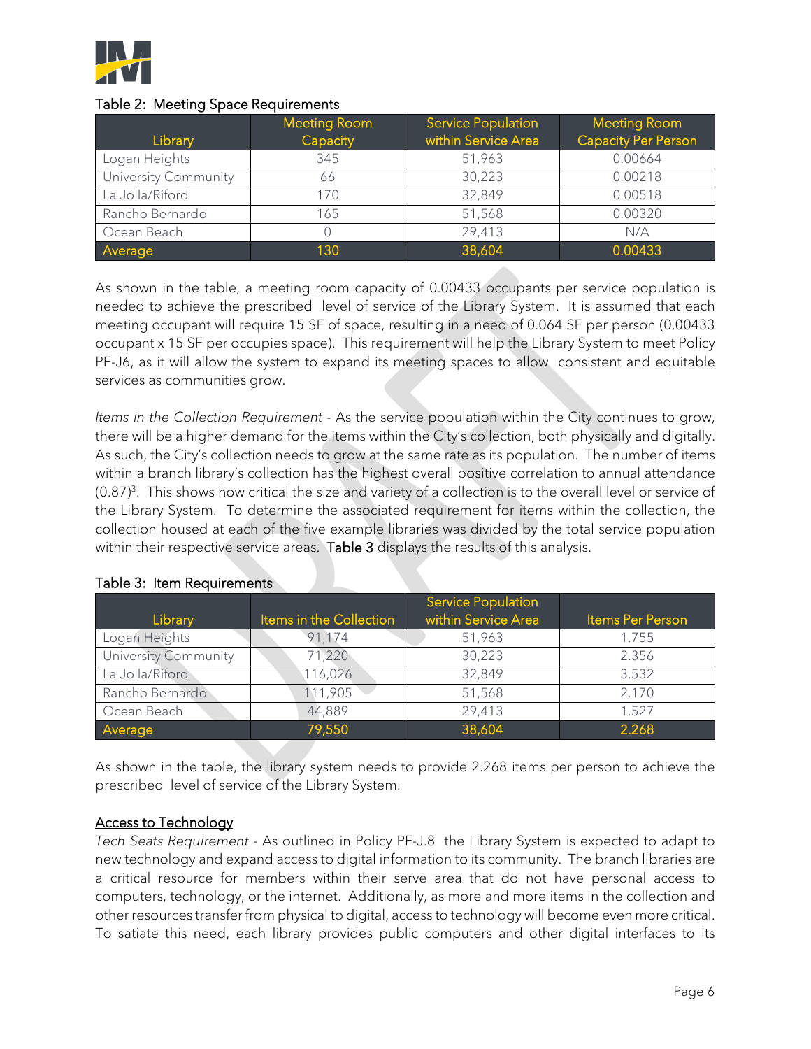Table 2: Meeting Space Requirements

| Library | Meeting Room Capacity | Service Population within Service Area | Meeting Room Capacity Per Person |
|---|---|---|---|
| Logan Heights | 345 | 51,963 | 0.00664 |
| University Community | 66 | 30,223 | 0.00218 |
| La Jolla/Riford | 170 | 32,849 | 0.00518 |
| Rancho Bernardo | 165 | 51,568 | 0.00320 |
| Ocean Beach | 0 | 29,413 | N/A |
| Average | 130 | 38,604 | 0.00433 |

As shown in the table, a meeting room capacity of 0.00433 occupants per service population is needed to achieve the prescribed level of service of the Library System. It is assumed that each meeting occupant will require 15 SF of space, resulting in a need of 0.064 SF per person (0.00433 occupant x 15 SF per occupies space). This requirement will help the Library System to meet Policy PF-J6, as it will allow the system to expand its meeting spaces to allow consistent and equitable services as communities grow.

*Items in the Collection Requirement* - As the service population within the City continues to grow, there will be a higher demand for the items within the City's collection, both physically and digitally. As such, the City's collection needs to grow at the same rate as its population. The number of items within a branch library's collection has the highest overall positive correlation to annual attendance (0.87)[3]. This shows how critical the size and variety of a collection is to the overall level or service of the Library System. To determine the associated requirement for items within the collection, the collection housed at each of the five example libraries was divided by the total service population within their respective service areas. Table 3 displays the results of this analysis.

Table 3: Item Requirements

| Library | Items in the Collection | Service Population within Service Area | Items Per Person |
|---|---|---|---|
| Logan Heights | 91,174 | 51,963 | 1.755 |
| University Community | 71,220 | 30,223 | 2.356 |
| La Jolla/Riford | 116,026 | 32,849 | 3.532 |
| Rancho Bernardo | 111,905 | 51,568 | 2.170 |
| Ocean Beach | 44,889 | 29,413 | 1.527 |
| Average | 79,550 | 38,604 | 2.268 |

As shown in the table, the library system needs to provide 2.268 items per person to achieve the prescribed level of service of the Library System.

## Access to Technology

*Tech Seats Requirement* - As outlined in Policy PF-J.8 the Library System is expected to adapt to new technology and expand access to digital information to its community. The branch libraries are a critical resource for members within their serve area that do not have personal access to computers, technology, or the internet. Additionally, as more and more items in the collection and other resources transfer from physical to digital, access to technology will become even more critical. To satiate this need, each library provides public computers and other digital interfaces to its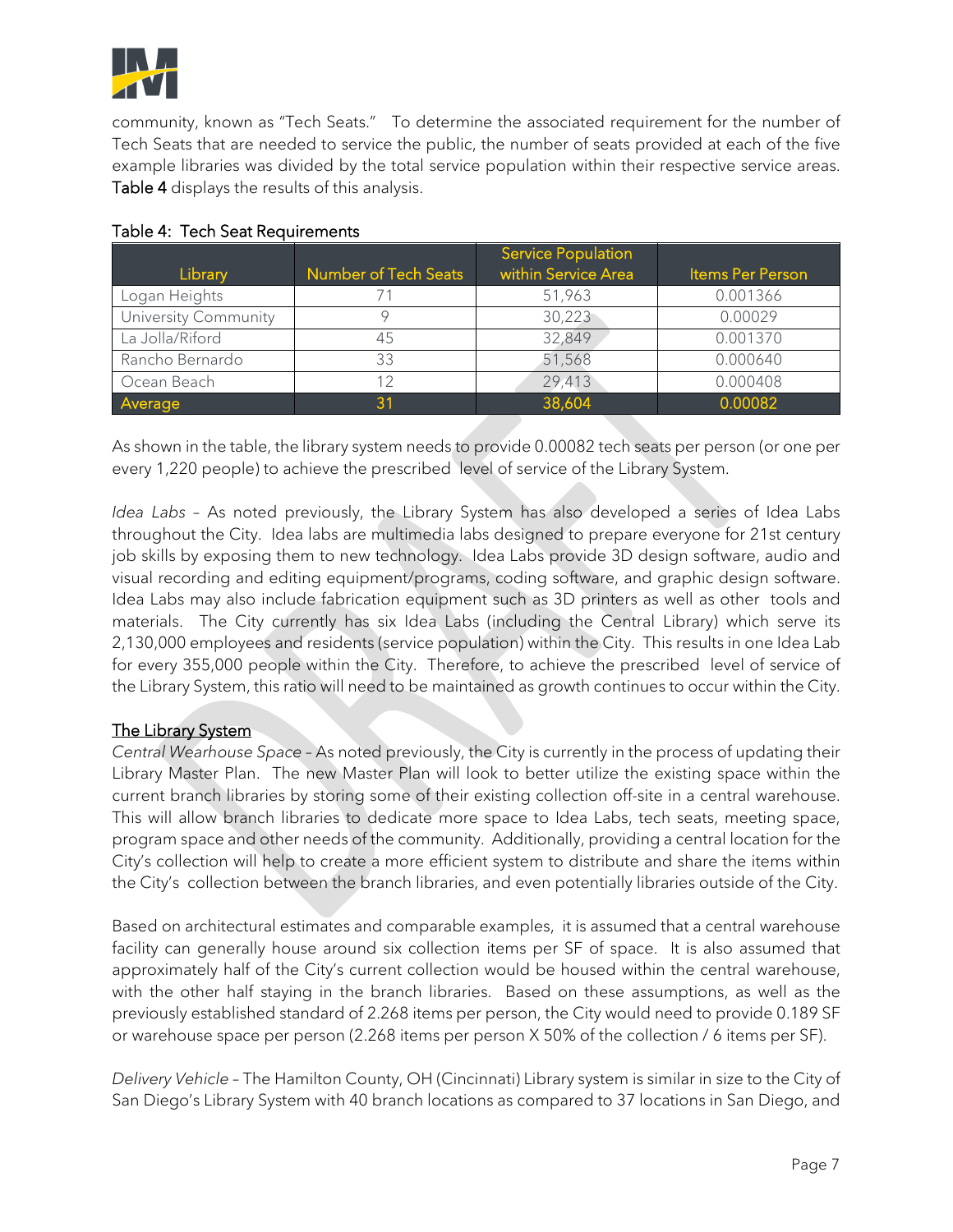community, known as "Tech Seats." To determine the associated requirement for the number of Tech Seats that are needed to service the public, the number of seats provided at each of the five example libraries was divided by the total service population within their respective service areas. **Table 4** displays the results of this analysis.

Table 4: Tech Seat Requirements

| Library | Number of Tech Seats | Service Population within Service Area | Items Per Person |
|---|---|---|---|
| Logan Heights | 71 | 51,963 | 0.001366 |
| University Community | 9 | 30,223 | 0.00029 |
| La Jolla/Riford | 45 | 32,849 | 0.001370 |
| Rancho Bernardo | 33 | 51,568 | 0.000640 |
| Ocean Beach | 12 | 29,413 | 0.000408 |
| Average | 31 | 38,604 | 0.00082 |

As shown in the table, the library system needs to provide 0.00082 tech seats per person (or one per every 1,220 people) to achieve the prescribed level of service of the Library System.

*Idea Labs* – As noted previously, the Library System has also developed a series of Idea Labs throughout the City. Idea labs are multimedia labs designed to prepare everyone for 21st century job skills by exposing them to new technology. Idea Labs provide 3D design software, audio and visual recording and editing equipment/programs, coding software, and graphic design software. Idea Labs may also include fabrication equipment such as 3D printers as well as other tools and materials. The City currently has six Idea Labs (including the Central Library) which serve its 2,130,000 employees and residents (service population) within the City. This results in one Idea Lab for every 355,000 people within the City. Therefore, to achieve the prescribed level of service of the Library System, this ratio will need to be maintained as growth continues to occur within the City.

## The Library System

*Central Wearhouse Space* – As noted previously, the City is currently in the process of updating their Library Master Plan. The new Master Plan will look to better utilize the existing space within the current branch libraries by storing some of their existing collection off-site in a central warehouse. This will allow branch libraries to dedicate more space to Idea Labs, tech seats, meeting space, program space and other needs of the community. Additionally, providing a central location for the City's collection will help to create a more efficient system to distribute and share the items within the City's collection between the branch libraries, and even potentially libraries outside of the City.

Based on architectural estimates and comparable examples, it is assumed that a central warehouse facility can generally house around six collection items per SF of space. It is also assumed that approximately half of the City's current collection would be housed within the central warehouse, with the other half staying in the branch libraries. Based on these assumptions, as well as the previously established standard of 2.268 items per person, the City would need to provide 0.189 SF or warehouse space per person (2.268 items per person X 50% of the collection / 6 items per SF).

*Delivery Vehicle* – The Hamilton County, OH (Cincinnati) Library system is similar in size to the City of San Diego's Library System with 40 branch locations as compared to 37 locations in San Diego, and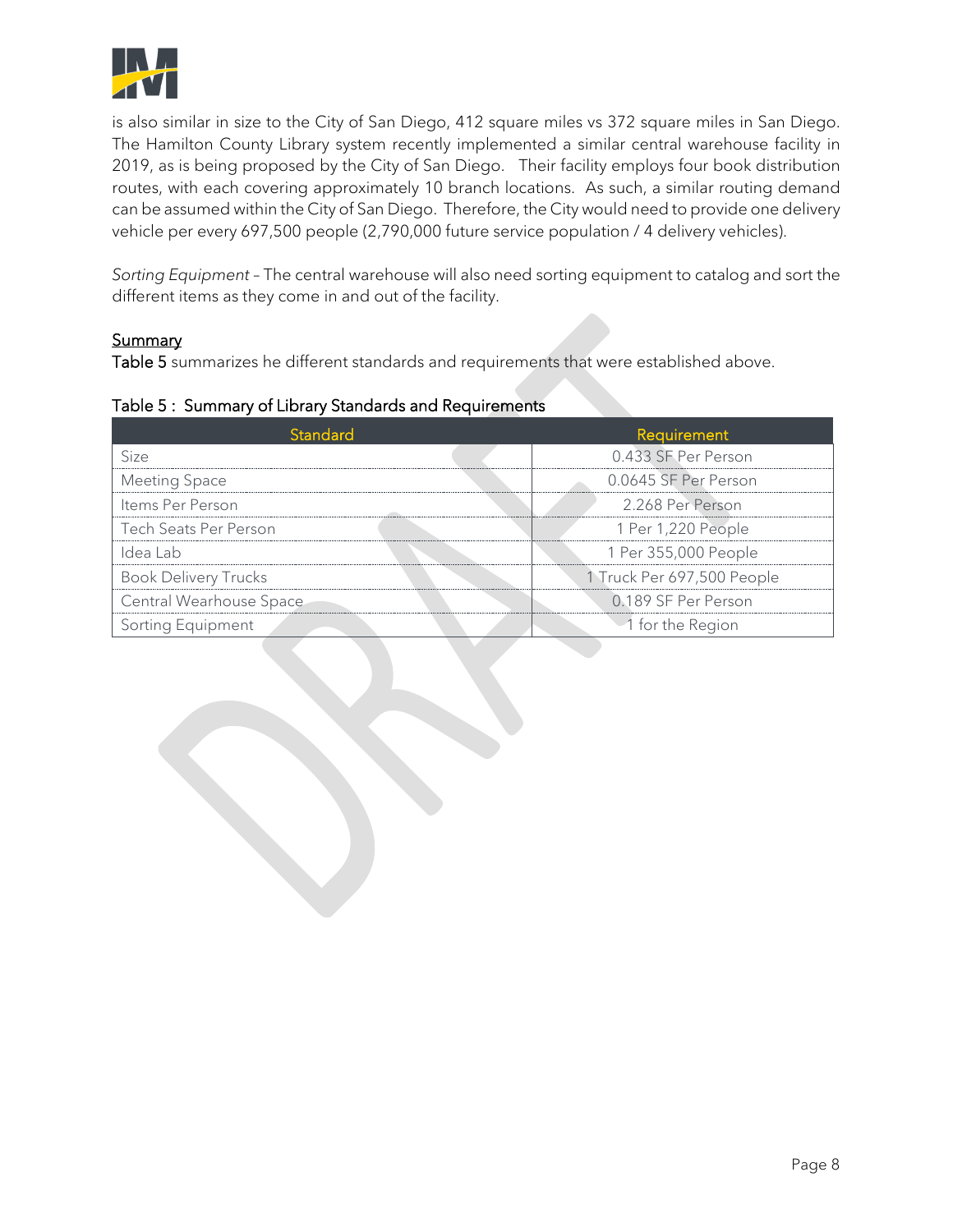is also similar in size to the City of San Diego, 412 square miles vs 372 square miles in San Diego. The Hamilton County Library system recently implemented a similar central warehouse facility in 2019, as is being proposed by the City of San Diego. Their facility employs four book distribution routes, with each covering approximately 10 branch locations. As such, a similar routing demand can be assumed within the City of San Diego. Therefore, the City would need to provide one delivery vehicle per every 697,500 people (2,790,000 future service population / 4 delivery vehicles).

*Sorting Equipment* – The central warehouse will also need sorting equipment to catalog and sort the different items as they come in and out of the facility.

<u>Summary</u>

Table 5 summarizes he different standards and requirements that were established above.

Table 5 : Summary of Library Standards and Requirements

| Standard | Requirement |
|---|---|
| Size | 0.433 SF Per Person |
| Meeting Space | 0.0645 SF Per Person |
| Items Per Person | 2.268 Per Person |
| Tech Seats Per Person | 1 Per 1,220 People |
| Idea Lab | 1 Per 355,000 People |
| Book Delivery Trucks | 1 Truck Per 697,500 People |
| Central Wearhouse Space | 0.189 SF Per Person |
| Sorting Equipment | 1 for the Region |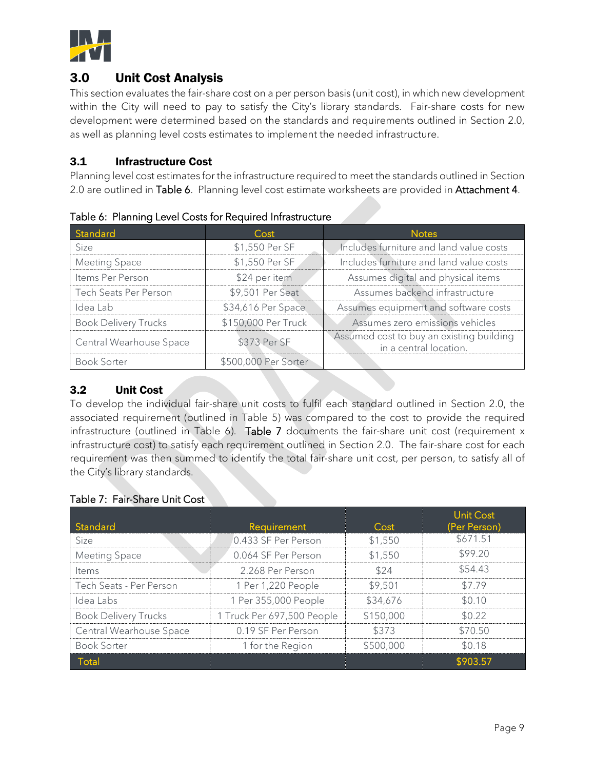# 3.0 Unit Cost Analysis

This section evaluates the fair-share cost on a per person basis (unit cost), in which new development within the City will need to pay to satisfy the City's library standards. Fair-share costs for new development were determined based on the standards and requirements outlined in Section 2.0, as well as planning level costs estimates to implement the needed infrastructure.

## 3.1 Infrastructure Cost

Planning level cost estimates for the infrastructure required to meet the standards outlined in Section 2.0 are outlined in Table 6. Planning level cost estimate worksheets are provided in Attachment 4.

Table 6: Planning Level Costs for Required Infrastructure

| Standard | Cost | Notes |
|---|---|---|
| Size | $1,550 Per SF | Includes furniture and land value costs |
| Meeting Space | $1,550 Per SF | Includes furniture and land value costs |
| Items Per Person | $24 per item | Assumes digital and physical items |
| Tech Seats Per Person | $9,501 Per Seat | Assumes backend infrastructure |
| Idea Lab | $34,616 Per Space | Assumes equipment and software costs |
| Book Delivery Trucks | $150,000 Per Truck | Assumes zero emissions vehicles |
| Central Wearhouse Space | $373 Per SF | Assumed cost to buy an existing building in a central location. |
| Book Sorter | $500,000 Per Sorter | |

## 3.2 Unit Cost

To develop the individual fair-share unit costs to fulfil each standard outlined in Section 2.0, the associated requirement (outlined in Table 5) was compared to the cost to provide the required infrastructure (outlined in Table 6). Table 7 documents the fair-share unit cost (requirement x infrastructure cost) to satisfy each requirement outlined in Section 2.0. The fair-share cost for each requirement was then summed to identify the total fair-share unit cost, per person, to satisfy all of the City's library standards.

Table 7: Fair-Share Unit Cost

| Standard | Requirement | Cost | Unit Cost (Per Person) |
|---|---|---|---|
| Size | 0.433 SF Per Person | $1,550 | $671.51 |
| Meeting Space | 0.064 SF Per Person | $1,550 | $99.20 |
| Items | 2.268 Per Person | $24 | $54.43 |
| Tech Seats - Per Person | 1 Per 1,220 People | $9,501 | $7.79 |
| Idea Labs | 1 Per 355,000 People | $34,676 | $0.10 |
| Book Delivery Trucks | 1 Truck Per 697,500 People | $150,000 | $0.22 |
| Central Wearhouse Space | 0.19 SF Per Person | $373 | $70.50 |
| Book Sorter | 1 for the Region | $500,000 | $0.18 |
| Total | | | $903.57 |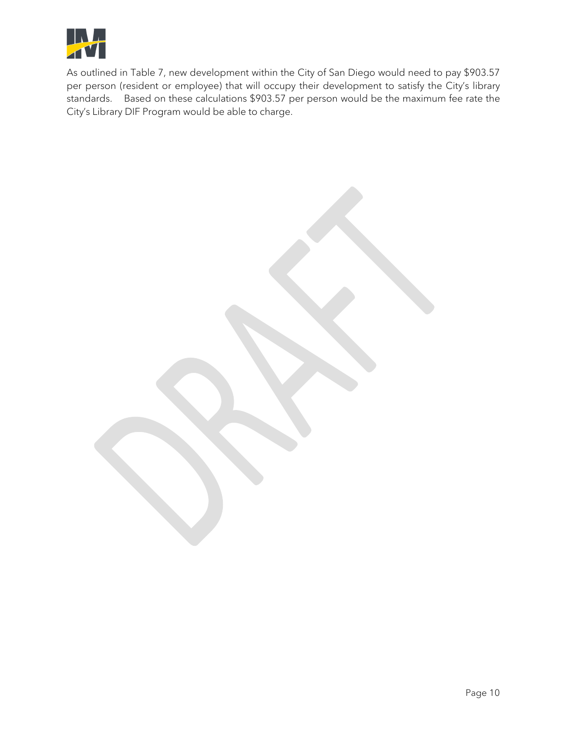As outlined in Table 7, new development within the City of San Diego would need to pay $903.57 per person (resident or employee) that will occupy their development to satisfy the City's library standards. Based on these calculations $903.57 per person would be the maximum fee rate the City's Library DIF Program would be able to charge.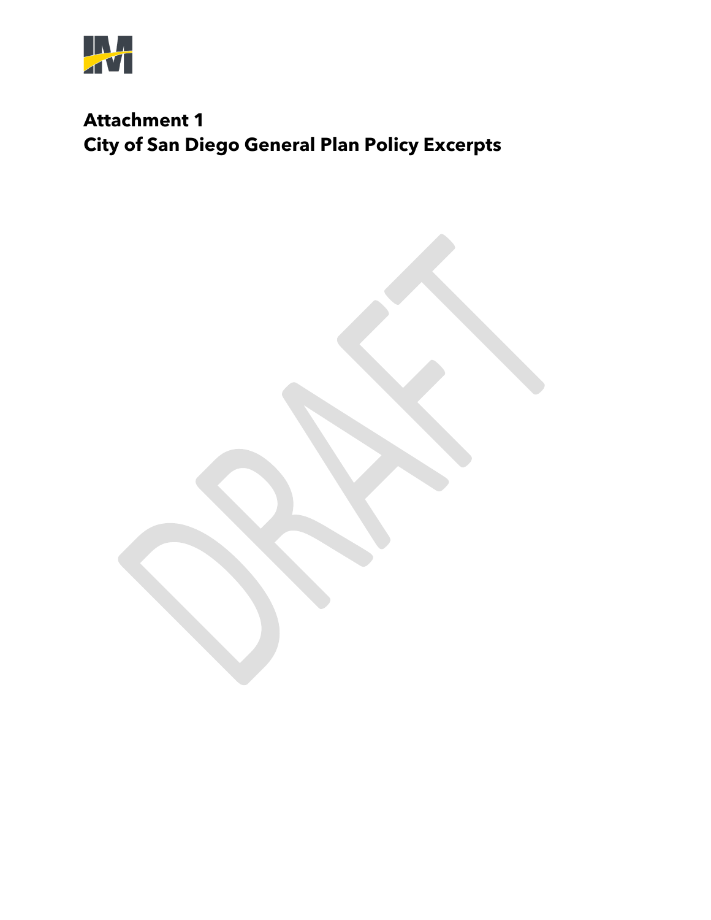# Attachment 1
# City of San Diego General Plan Policy Excerpts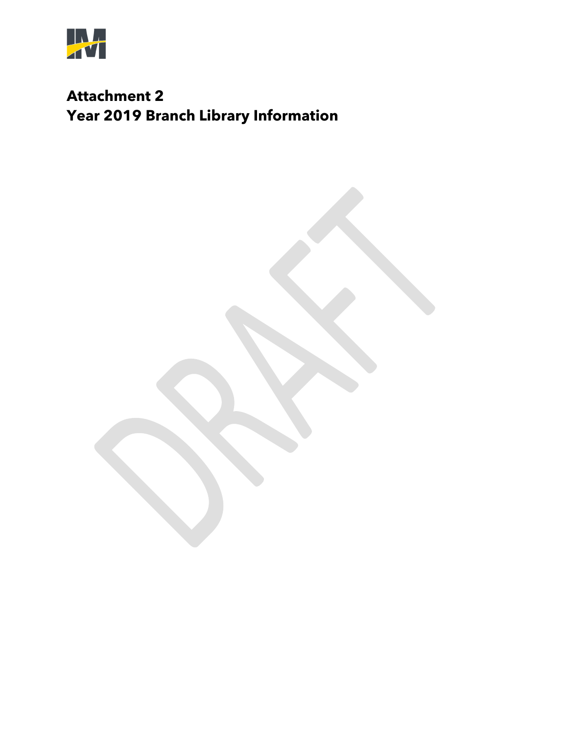**Attachment 2**
**Year 2019 Branch Library Information**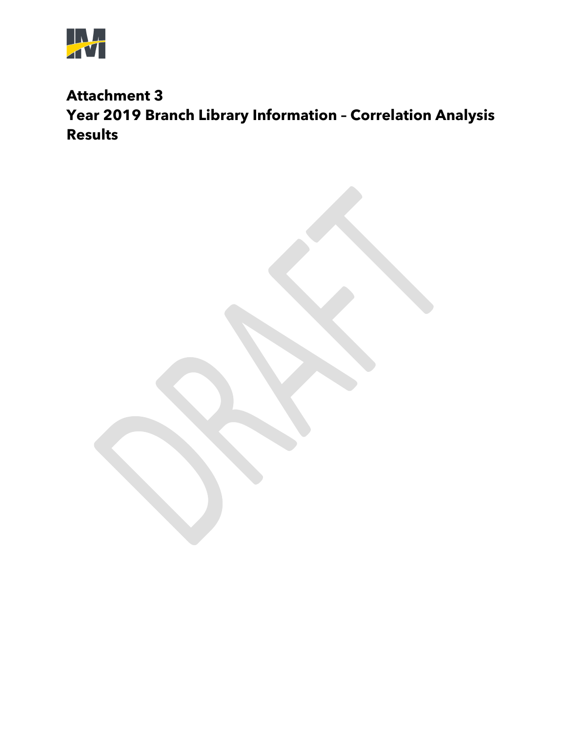# Attachment 3
# Year 2019 Branch Library Information – Correlation Analysis Results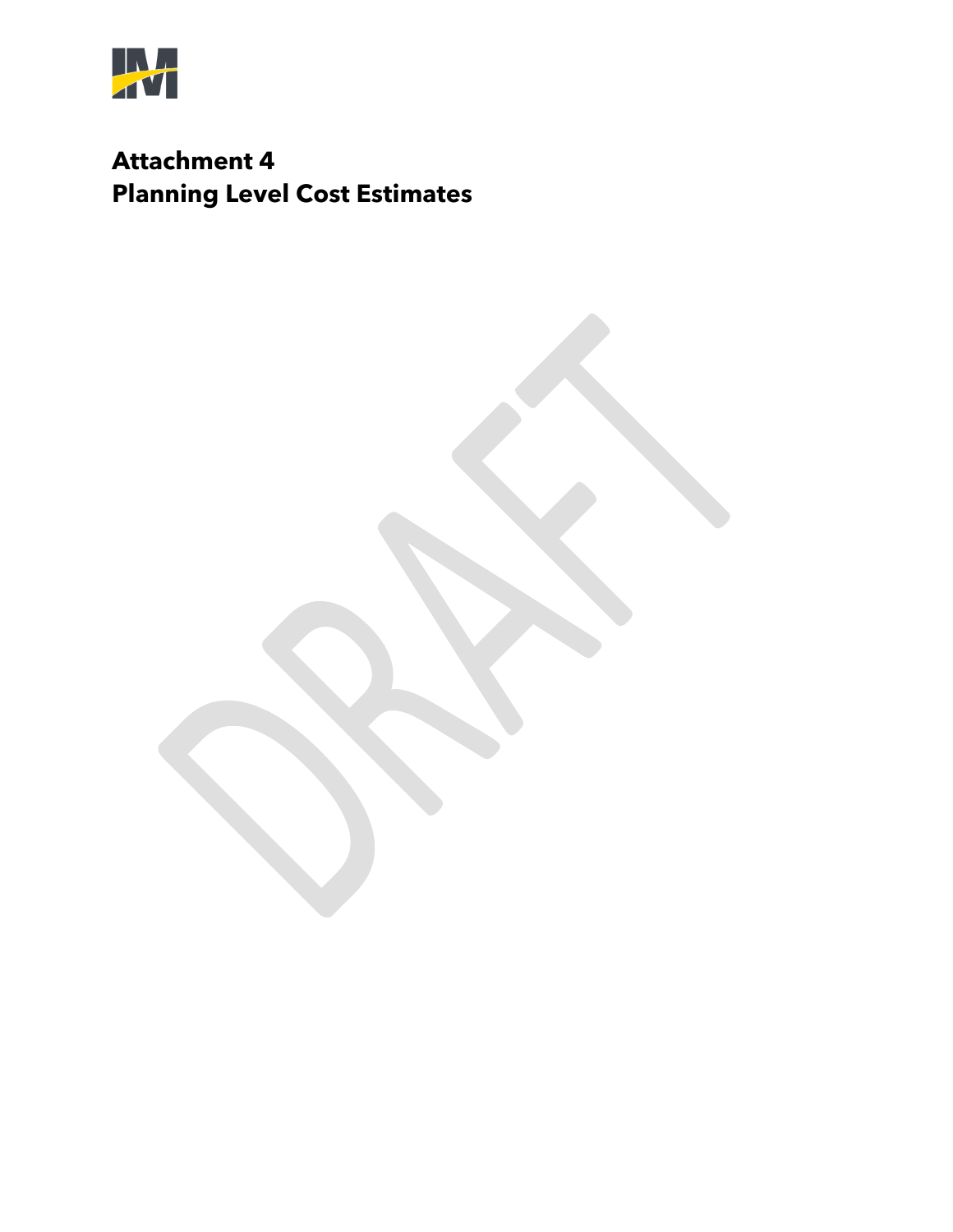# Attachment 4
# Planning Level Cost Estimates

DRAFT